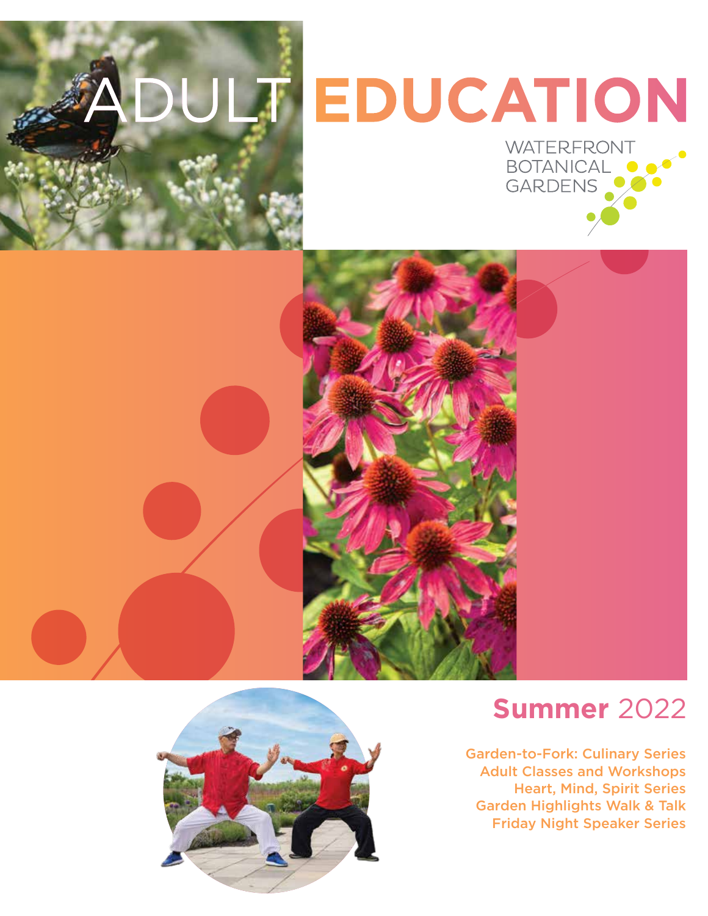# ADULT EDUCATION

WATERFRONT BOTANICAL GARDENS

## Summer 2022

Garden-to-Fork: Culinary Series
Adult Classes and Workshops
Heart, Mind, Spirit Series
Garden Highlights Walk & Talk
Friday Night Speaker Series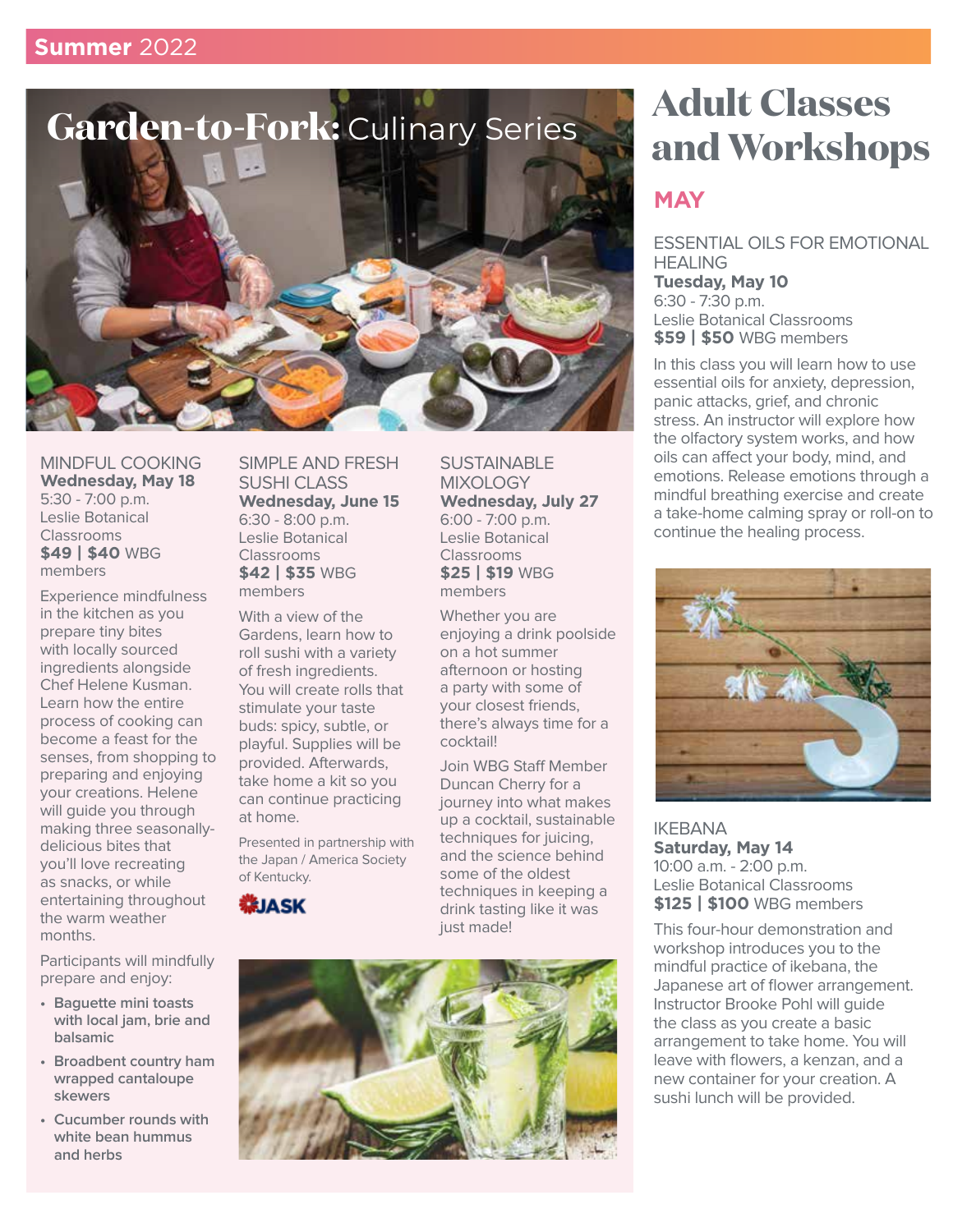Summer 2022

## Garden-to-Fork: Culinary Series

### MINDFUL COOKING
**Wednesday, May 18**
5:30 - 7:00 p.m.
Leslie Botanical Classrooms
**$49 | $40** WBG members

Experience mindfulness in the kitchen as you prepare tiny bites with locally sourced ingredients alongside Chef Helene Kusman. Learn how the entire process of cooking can become a feast for the senses, from shopping to preparing and enjoying your creations. Helene will guide you through making three seasonally-delicious bites that you'll love recreating as snacks, or while entertaining throughout the warm weather months.

Participants will mindfully prepare and enjoy:

- **Baguette mini toasts with local jam, brie and balsamic**
- **Broadbent country ham wrapped cantaloupe skewers**
- **Cucumber rounds with white bean hummus and herbs**

### SIMPLE AND FRESH SUSHI CLASS
**Wednesday, June 15**
6:30 - 8:00 p.m.
Leslie Botanical Classrooms
**$42 | $35** WBG members

With a view of the Gardens, learn how to roll sushi with a variety of fresh ingredients. You will create rolls that stimulate your taste buds: spicy, subtle, or playful. Supplies will be provided. Afterwards, take home a kit so you can continue practicing at home.

Presented in partnership with the Japan / America Society of Kentucky.

JASK

### SUSTAINABLE MIXOLOGY
**Wednesday, July 27**
6:00 - 7:00 p.m.
Leslie Botanical Classrooms
**$25 | $19** WBG members

Whether you are enjoying a drink poolside on a hot summer afternoon or hosting a party with some of your closest friends, there's always time for a cocktail!

Join WBG Staff Member Duncan Cherry for a journey into what makes up a cocktail, sustainable techniques for juicing, and the science behind some of the oldest techniques in keeping a drink tasting like it was just made!

# Adult Classes and Workshops

## MAY

### ESSENTIAL OILS FOR EMOTIONAL HEALING
**Tuesday, May 10**
6:30 - 7:30 p.m.
Leslie Botanical Classrooms
**$59 | $50** WBG members

In this class you will learn how to use essential oils for anxiety, depression, panic attacks, grief, and chronic stress. An instructor will explore how the olfactory system works, and how oils can affect your body, mind, and emotions. Release emotions through a mindful breathing exercise and create a take-home calming spray or roll-on to continue the healing process.

### IKEBANA
**Saturday, May 14**
10:00 a.m. - 2:00 p.m.
Leslie Botanical Classrooms
**$125 | $100** WBG members

This four-hour demonstration and workshop introduces you to the mindful practice of ikebana, the Japanese art of flower arrangement. Instructor Brooke Pohl will guide the class as you create a basic arrangement to take home. You will leave with flowers, a kenzan, and a new container for your creation. A sushi lunch will be provided.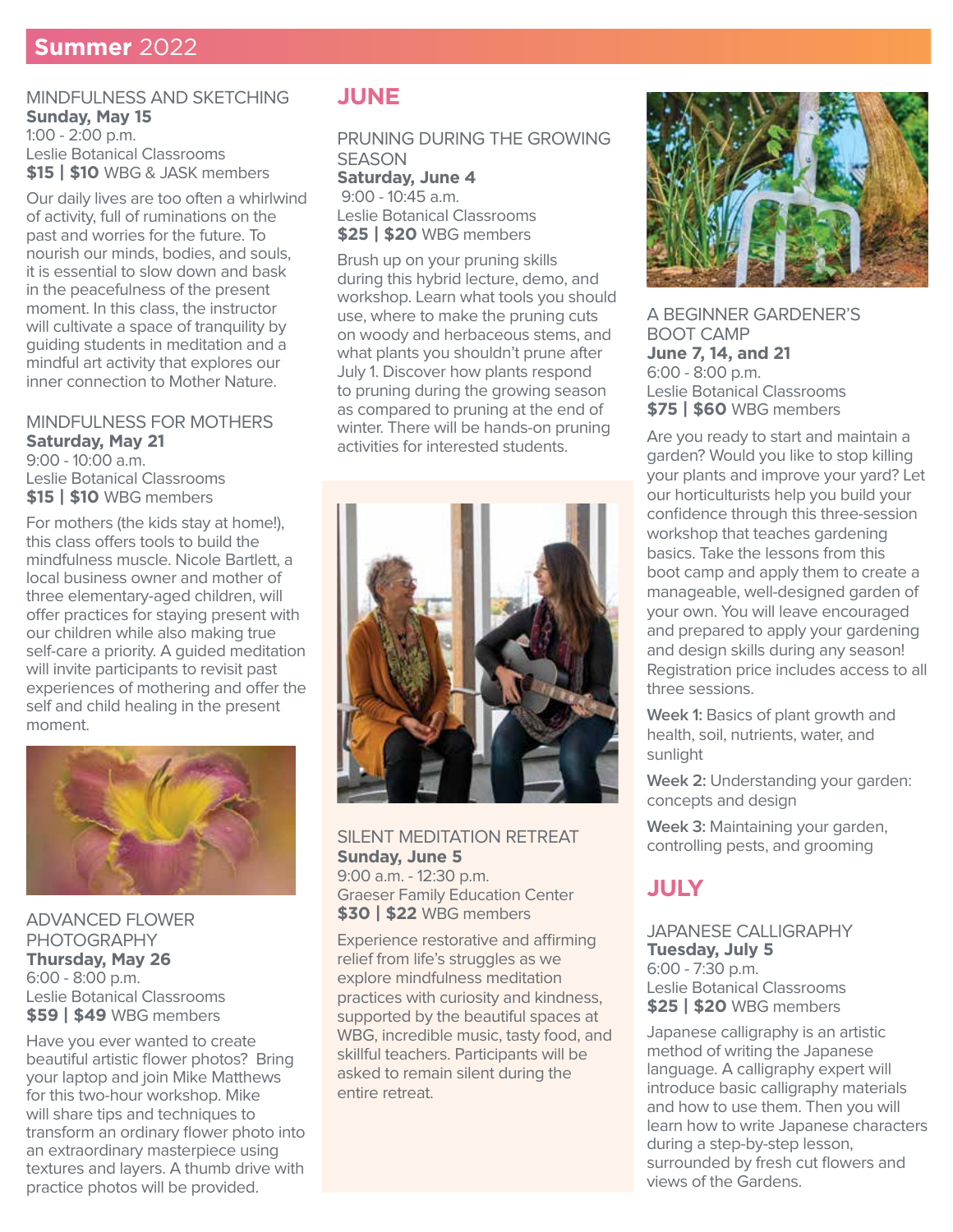## Summer 2022

### MINDFULNESS AND SKETCHING

**Sunday, May 15**
1:00 - 2:00 p.m.
Leslie Botanical Classrooms
**$15 | $10** WBG & JASK members

Our daily lives are too often a whirlwind of activity, full of ruminations on the past and worries for the future. To nourish our minds, bodies, and souls, it is essential to slow down and bask in the peacefulness of the present moment. In this class, the instructor will cultivate a space of tranquility by guiding students in meditation and a mindful art activity that explores our inner connection to Mother Nature.

### MINDFULNESS FOR MOTHERS

**Saturday, May 21**
9:00 - 10:00 a.m.
Leslie Botanical Classrooms
**$15 | $10** WBG members

For mothers (the kids stay at home!), this class offers tools to build the mindfulness muscle. Nicole Bartlett, a local business owner and mother of three elementary-aged children, will offer practices for staying present with our children while also making true self-care a priority. A guided meditation will invite participants to revisit past experiences of mothering and offer the self and child healing in the present moment.

### ADVANCED FLOWER PHOTOGRAPHY

**Thursday, May 26**
6:00 - 8:00 p.m.
Leslie Botanical Classrooms
**$59 | $49** WBG members

Have you ever wanted to create beautiful artistic flower photos? Bring your laptop and join Mike Matthews for this two-hour workshop. Mike will share tips and techniques to transform an ordinary flower photo into an extraordinary masterpiece using textures and layers. A thumb drive with practice photos will be provided.

## JUNE

### PRUNING DURING THE GROWING SEASON

**Saturday, June 4**
9:00 - 10:45 a.m.
Leslie Botanical Classrooms
**$25 | $20** WBG members

Brush up on your pruning skills during this hybrid lecture, demo, and workshop. Learn what tools you should use, where to make the pruning cuts on woody and herbaceous stems, and what plants you shouldn't prune after July 1. Discover how plants respond to pruning during the growing season as compared to pruning at the end of winter. There will be hands-on pruning activities for interested students.

### SILENT MEDITATION RETREAT

**Sunday, June 5**
9:00 a.m. - 12:30 p.m.
Graeser Family Education Center
**$30 | $22** WBG members

Experience restorative and affirming relief from life's struggles as we explore mindfulness meditation practices with curiosity and kindness, supported by the beautiful spaces at WBG, incredible music, tasty food, and skillful teachers. Participants will be asked to remain silent during the entire retreat.

### A BEGINNER GARDENER'S BOOT CAMP

**June 7, 14, and 21**
6:00 - 8:00 p.m.
Leslie Botanical Classrooms
**$75 | $60** WBG members

Are you ready to start and maintain a garden? Would you like to stop killing your plants and improve your yard? Let our horticulturists help you build your confidence through this three-session workshop that teaches gardening basics. Take the lessons from this boot camp and apply them to create a manageable, well-designed garden of your own. You will leave encouraged and prepared to apply your gardening and design skills during any season! Registration price includes access to all three sessions.

**Week 1:** Basics of plant growth and health, soil, nutrients, water, and sunlight

**Week 2:** Understanding your garden: concepts and design

**Week 3:** Maintaining your garden, controlling pests, and grooming

## JULY

### JAPANESE CALLIGRAPHY

**Tuesday, July 5**
6:00 - 7:30 p.m.
Leslie Botanical Classrooms
**$25 | $20** WBG members

Japanese calligraphy is an artistic method of writing the Japanese language. A calligraphy expert will introduce basic calligraphy materials and how to use them. Then you will learn how to write Japanese characters during a step-by-step lesson, surrounded by fresh cut flowers and views of the Gardens.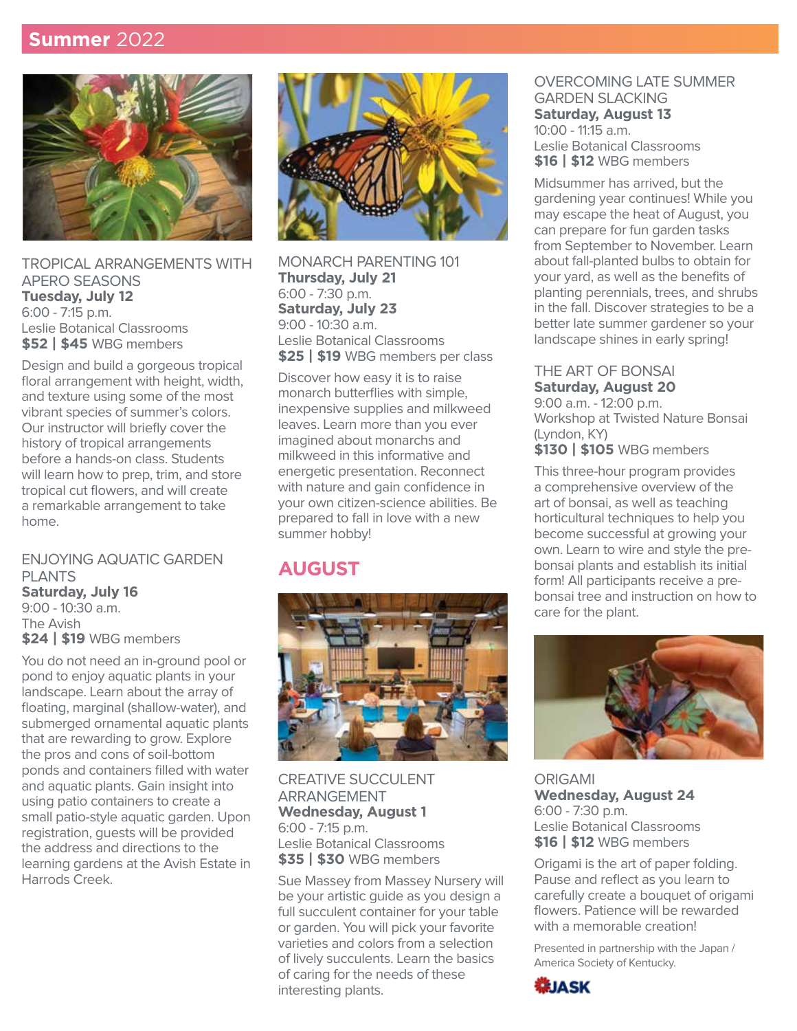## Summer 2022

### TROPICAL ARRANGEMENTS WITH APERO SEASONS

**Tuesday, July 12**
6:00 - 7:15 p.m.
Leslie Botanical Classrooms
**$52 | $45** WBG members

Design and build a gorgeous tropical floral arrangement with height, width, and texture using some of the most vibrant species of summer's colors. Our instructor will briefly cover the history of tropical arrangements before a hands-on class. Students will learn how to prep, trim, and store tropical cut flowers, and will create a remarkable arrangement to take home.

### ENJOYING AQUATIC GARDEN PLANTS

**Saturday, July 16**
9:00 - 10:30 a.m.
The Avish
**$24 | $19** WBG members

You do not need an in-ground pool or pond to enjoy aquatic plants in your landscape. Learn about the array of floating, marginal (shallow-water), and submerged ornamental aquatic plants that are rewarding to grow. Explore the pros and cons of soil-bottom ponds and containers filled with water and aquatic plants. Gain insight into using patio containers to create a small patio-style aquatic garden. Upon registration, guests will be provided the address and directions to the learning gardens at the Avish Estate in Harrods Creek.

### MONARCH PARENTING 101

**Thursday, July 21**
6:00 - 7:30 p.m.
**Saturday, July 23**
9:00 - 10:30 a.m.
Leslie Botanical Classrooms
**$25 | $19** WBG members per class

Discover how easy it is to raise monarch butterflies with simple, inexpensive supplies and milkweed leaves. Learn more than you ever imagined about monarchs and milkweed in this informative and energetic presentation. Reconnect with nature and gain confidence in your own citizen-science abilities. Be prepared to fall in love with a new summer hobby!

## AUGUST

### CREATIVE SUCCULENT ARRANGEMENT

**Wednesday, August 1**
6:00 - 7:15 p.m.
Leslie Botanical Classrooms
**$35 | $30** WBG members

Sue Massey from Massey Nursery will be your artistic guide as you design a full succulent container for your table or garden. You will pick your favorite varieties and colors from a selection of lively succulents. Learn the basics of caring for the needs of these interesting plants.

### OVERCOMING LATE SUMMER GARDEN SLACKING

**Saturday, August 13**
10:00 - 11:15 a.m.
Leslie Botanical Classrooms
**$16 | $12** WBG members

Midsummer has arrived, but the gardening year continues! While you may escape the heat of August, you can prepare for fun garden tasks from September to November. Learn about fall-planted bulbs to obtain for your yard, as well as the benefits of planting perennials, trees, and shrubs in the fall. Discover strategies to be a better late summer gardener so your landscape shines in early spring!

### THE ART OF BONSAI

**Saturday, August 20**
9:00 a.m. - 12:00 p.m.
Workshop at Twisted Nature Bonsai (Lyndon, KY)
**$130 | $105** WBG members

This three-hour program provides a comprehensive overview of the art of bonsai, as well as teaching horticultural techniques to help you become successful at growing your own. Learn to wire and style the pre-bonsai plants and establish its initial form! All participants receive a pre-bonsai tree and instruction on how to care for the plant.

### ORIGAMI

**Wednesday, August 24**
6:00 - 7:30 p.m.
Leslie Botanical Classrooms
**$16 | $12** WBG members

Origami is the art of paper folding. Pause and reflect as you learn to carefully create a bouquet of origami flowers. Patience will be rewarded with a memorable creation!

Presented in partnership with the Japan / America Society of Kentucky.

JASK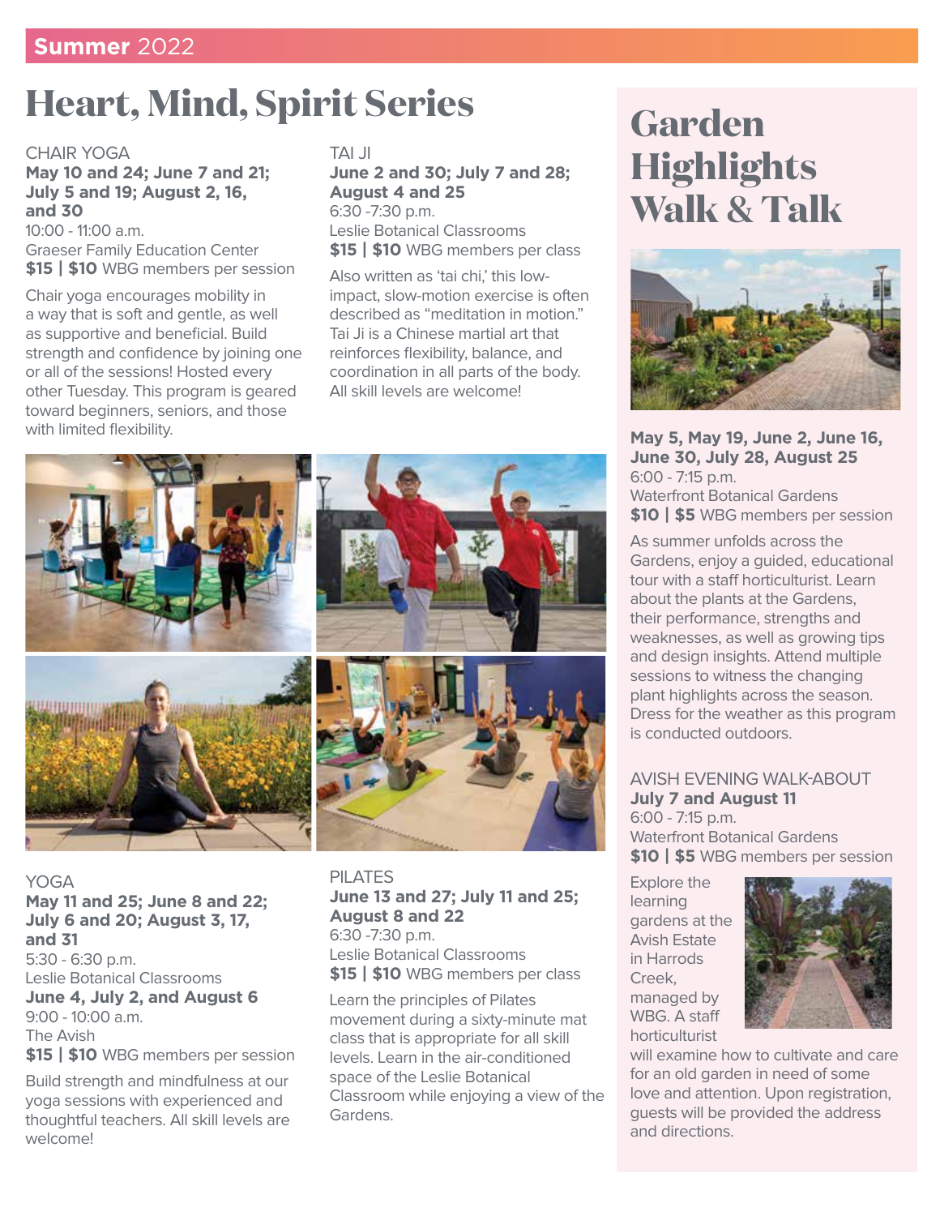**Summer** 2022

# Heart, Mind, Spirit Series

### CHAIR YOGA

**May 10 and 24; June 7 and 21; July 5 and 19; August 2, 16, and 30**
10:00 - 11:00 a.m.
Graeser Family Education Center
**$15 | $10** WBG members per session

Chair yoga encourages mobility in a way that is soft and gentle, as well as supportive and beneficial. Build strength and confidence by joining one or all of the sessions! Hosted every other Tuesday. This program is geared toward beginners, seniors, and those with limited flexibility.

### TAI JI

**June 2 and 30; July 7 and 28; August 4 and 25**
6:30 -7:30 p.m.
Leslie Botanical Classrooms
**$15 | $10** WBG members per class

Also written as 'tai chi,' this low-impact, slow-motion exercise is often described as "meditation in motion." Tai Ji is a Chinese martial art that reinforces flexibility, balance, and coordination in all parts of the body. All skill levels are welcome!

### YOGA

**May 11 and 25; June 8 and 22; July 6 and 20; August 3, 17, and 31**
5:30 - 6:30 p.m.
Leslie Botanical Classrooms
**June 4, July 2, and August 6**
9:00 - 10:00 a.m.
The Avish
**$15 | $10** WBG members per session

Build strength and mindfulness at our yoga sessions with experienced and thoughtful teachers. All skill levels are welcome!

### PILATES

**June 13 and 27; July 11 and 25; August 8 and 22**
6:30 -7:30 p.m.
Leslie Botanical Classrooms
**$15 | $10** WBG members per class

Learn the principles of Pilates movement during a sixty-minute mat class that is appropriate for all skill levels. Learn in the air-conditioned space of the Leslie Botanical Classroom while enjoying a view of the Gardens.

# Garden Highlights Walk & Talk

**May 5, May 19, June 2, June 16, June 30, July 28, August 25**
6:00 - 7:15 p.m.
Waterfront Botanical Gardens
**$10 | $5** WBG members per session

As summer unfolds across the Gardens, enjoy a guided, educational tour with a staff horticulturist. Learn about the plants at the Gardens, their performance, strengths and weaknesses, as well as growing tips and design insights. Attend multiple sessions to witness the changing plant highlights across the season. Dress for the weather as this program is conducted outdoors.

### AVISH EVENING WALK-ABOUT

**July 7 and August 11**
6:00 - 7:15 p.m.
Waterfront Botanical Gardens
**$10 | $5** WBG members per session

Explore the learning gardens at the Avish Estate in Harrods Creek, managed by WBG. A staff horticulturist will examine how to cultivate and care for an old garden in need of some love and attention. Upon registration, guests will be provided the address and directions.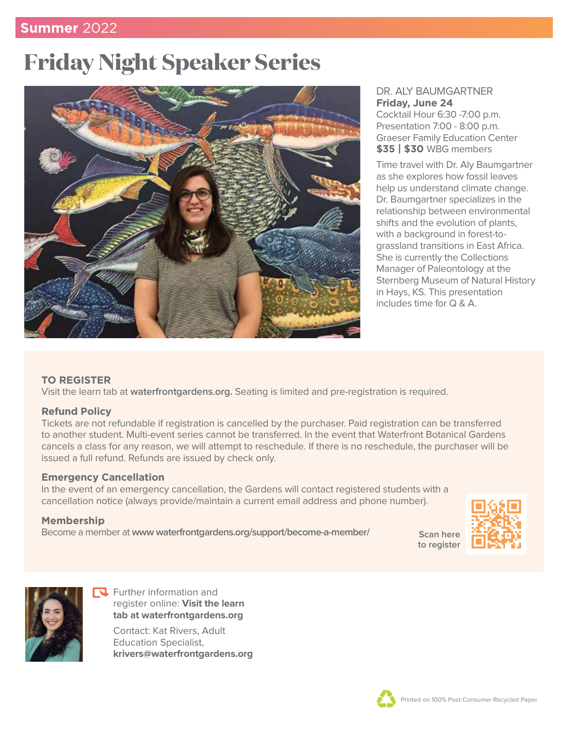**Summer** 2022

# Friday Night Speaker Series

DR. ALY BAUMGARTNER
**Friday, June 24**
Cocktail Hour 6:30 -7:00 p.m.
Presentation 7:00 - 8:00 p.m.
Graeser Family Education Center
**$35 | $30** WBG members

Time travel with Dr. Aly Baumgartner as she explores how fossil leaves help us understand climate change. Dr. Baumgartner specializes in the relationship between environmental shifts and the evolution of plants, with a background in forest-to-grassland transitions in East Africa. She is currently the Collections Manager of Paleontology at the Sternberg Museum of Natural History in Hays, KS. This presentation includes time for Q & A.

### TO REGISTER

Visit the learn tab at **waterfrontgardens.org.** Seating is limited and pre-registration is required.

### Refund Policy

Tickets are not refundable if registration is cancelled by the purchaser. Paid registration can be transferred to another student. Multi-event series cannot be transferred. In the event that Waterfront Botanical Gardens cancels a class for any reason, we will attempt to reschedule. If there is no reschedule, the purchaser will be issued a full refund. Refunds are issued by check only.

### Emergency Cancellation

In the event of an emergency cancellation, the Gardens will contact registered students with a cancellation notice (always provide/maintain a current email address and phone number).

### Membership

Become a member at **www waterfrontgardens.org/support/become-a-member/**

Scan here to register

Further information and register online: **Visit the learn tab at waterfrontgardens.org**

Contact: Kat Rivers, Adult Education Specialist, **krivers@waterfrontgardens.org**

Printed on 100% Post-Consumer Recycled Paper